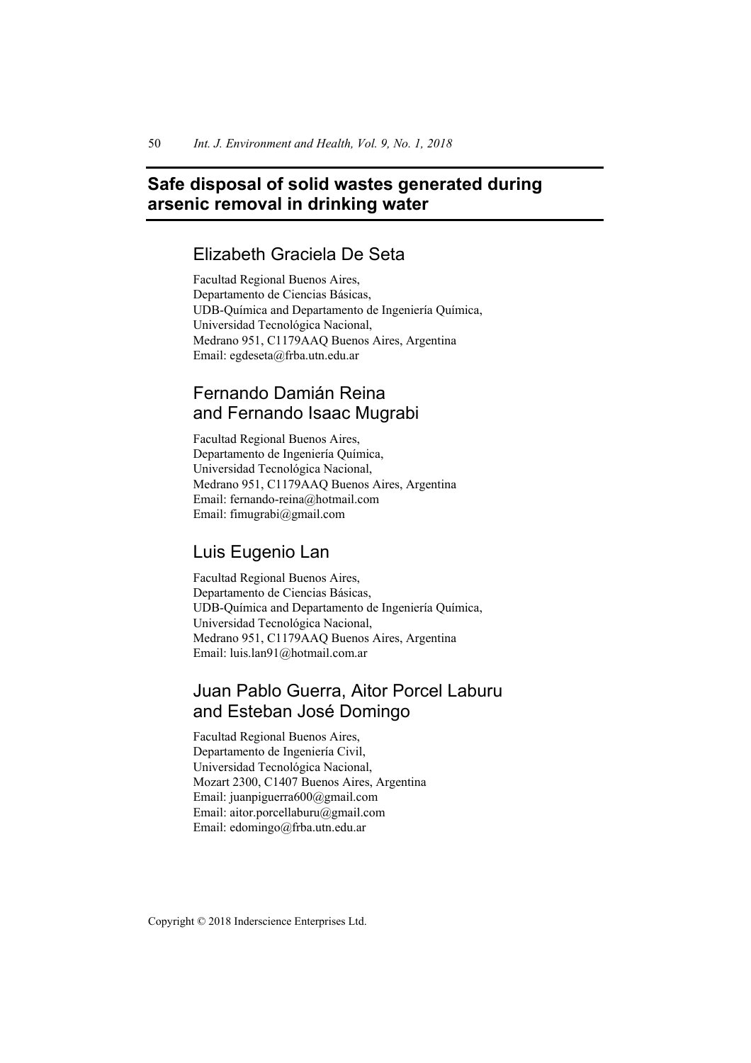# Safe disposal of solid wastes generated during arsenic removal in drinking water

## Elizabeth Graciela De Seta

Facultad Regional Buenos Aires,
Departamento de Ciencias Básicas,
UDB-Química and Departamento de Ingeniería Química,
Universidad Tecnológica Nacional,
Medrano 951, C1179AAQ Buenos Aires, Argentina
Email: egdeseta@frba.utn.edu.ar

## Fernando Damián Reina and Fernando Isaac Mugrabi

Facultad Regional Buenos Aires,
Departamento de Ingeniería Química,
Universidad Tecnológica Nacional,
Medrano 951, C1179AAQ Buenos Aires, Argentina
Email: fernando-reina@hotmail.com
Email: fimugrabi@gmail.com

## Luis Eugenio Lan

Facultad Regional Buenos Aires,
Departamento de Ciencias Básicas,
UDB-Química and Departamento de Ingeniería Química,
Universidad Tecnológica Nacional,
Medrano 951, C1179AAQ Buenos Aires, Argentina
Email: luis.lan91@hotmail.com.ar

## Juan Pablo Guerra, Aitor Porcel Laburu and Esteban José Domingo

Facultad Regional Buenos Aires,
Departamento de Ingeniería Civil,
Universidad Tecnológica Nacional,
Mozart 2300, C1407 Buenos Aires, Argentina
Email: juanpiguerra600@gmail.com
Email: aitor.porcellaburu@gmail.com
Email: edomingo@frba.utn.edu.ar

Copyright © 2018 Inderscience Enterprises Ltd.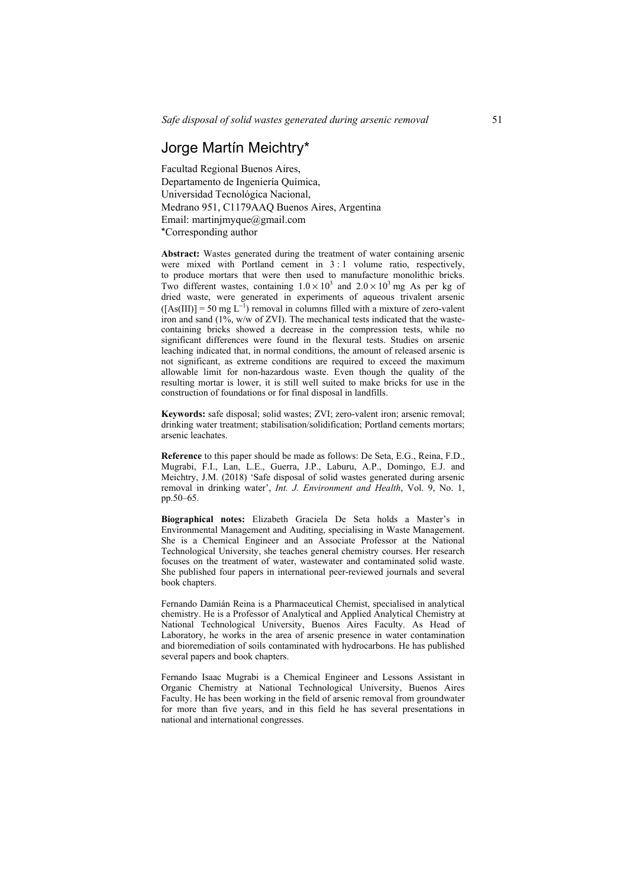# Jorge Martín Meichtry*

Facultad Regional Buenos Aires,
Departamento de Ingeniería Química,
Universidad Tecnológica Nacional,
Medrano 951, C1179AAQ Buenos Aires, Argentina
Email: martinjmyque@gmail.com
*Corresponding author

**Abstract:** Wastes generated during the treatment of water containing arsenic were mixed with Portland cement in 3 : 1 volume ratio, respectively, to produce mortars that were then used to manufacture monolithic bricks. Two different wastes, containing $1.0 \times 10^3$ and $2.0 \times 10^3$ mg As per kg of dried waste, were generated in experiments of aqueous trivalent arsenic ($[As(III)] = 50$ mg $L^{-1}$) removal in columns filled with a mixture of zero-valent iron and sand (1%, w/w of ZVI). The mechanical tests indicated that the waste-containing bricks showed a decrease in the compression tests, while no significant differences were found in the flexural tests. Studies on arsenic leaching indicated that, in normal conditions, the amount of released arsenic is not significant, as extreme conditions are required to exceed the maximum allowable limit for non-hazardous waste. Even though the quality of the resulting mortar is lower, it is still well suited to make bricks for use in the construction of foundations or for final disposal in landfills.

**Keywords:** safe disposal; solid wastes; ZVI; zero-valent iron; arsenic removal; drinking water treatment; stabilisation/solidification; Portland cements mortars; arsenic leachates.

**Reference** to this paper should be made as follows: De Seta, E.G., Reina, F.D., Mugrabi, F.I., Lan, L.E., Guerra, J.P., Laburu, A.P., Domingo, E.J. and Meichtry, J.M. (2018) 'Safe disposal of solid wastes generated during arsenic removal in drinking water', *Int. J. Environment and Health*, Vol. 9, No. 1, pp.50–65.

**Biographical notes:** Elizabeth Graciela De Seta holds a Master's in Environmental Management and Auditing, specialising in Waste Management. She is a Chemical Engineer and an Associate Professor at the National Technological University, she teaches general chemistry courses. Her research focuses on the treatment of water, wastewater and contaminated solid waste. She published four papers in international peer-reviewed journals and several book chapters.

Fernando Damián Reina is a Pharmaceutical Chemist, specialised in analytical chemistry. He is a Professor of Analytical and Applied Analytical Chemistry at National Technological University, Buenos Aires Faculty. As Head of Laboratory, he works in the area of arsenic presence in water contamination and bioremediation of soils contaminated with hydrocarbons. He has published several papers and book chapters.

Fernando Isaac Mugrabi is a Chemical Engineer and Lessons Assistant in Organic Chemistry at National Technological University, Buenos Aires Faculty. He has been working in the field of arsenic removal from groundwater for more than five years, and in this field he has several presentations in national and international congresses.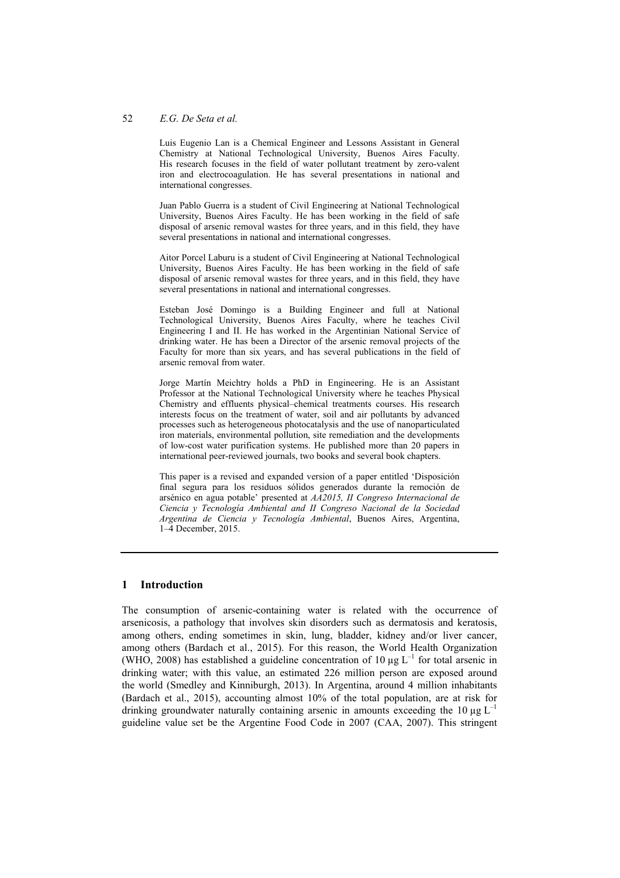Luis Eugenio Lan is a Chemical Engineer and Lessons Assistant in General Chemistry at National Technological University, Buenos Aires Faculty. His research focuses in the field of water pollutant treatment by zero-valent iron and electrocoagulation. He has several presentations in national and international congresses.

Juan Pablo Guerra is a student of Civil Engineering at National Technological University, Buenos Aires Faculty. He has been working in the field of safe disposal of arsenic removal wastes for three years, and in this field, they have several presentations in national and international congresses.

Aitor Porcel Laburu is a student of Civil Engineering at National Technological University, Buenos Aires Faculty. He has been working in the field of safe disposal of arsenic removal wastes for three years, and in this field, they have several presentations in national and international congresses.

Esteban José Domingo is a Building Engineer and full at National Technological University, Buenos Aires Faculty, where he teaches Civil Engineering I and II. He has worked in the Argentinian National Service of drinking water. He has been a Director of the arsenic removal projects of the Faculty for more than six years, and has several publications in the field of arsenic removal from water.

Jorge Martín Meichtry holds a PhD in Engineering. He is an Assistant Professor at the National Technological University where he teaches Physical Chemistry and effluents physical–chemical treatments courses. His research interests focus on the treatment of water, soil and air pollutants by advanced processes such as heterogeneous photocatalysis and the use of nanoparticulated iron materials, environmental pollution, site remediation and the developments of low-cost water purification systems. He published more than 20 papers in international peer-reviewed journals, two books and several book chapters.

This paper is a revised and expanded version of a paper entitled 'Disposición final segura para los residuos sólidos generados durante la remoción de arsénico en agua potable' presented at *AA2015, II Congreso Internacional de Ciencia y Tecnología Ambiental and II Congreso Nacional de la Sociedad Argentina de Ciencia y Tecnología Ambiental*, Buenos Aires, Argentina, 1–4 December, 2015.

## 1 Introduction

The consumption of arsenic-containing water is related with the occurrence of arsenicosis, a pathology that involves skin disorders such as dermatosis and keratosis, among others, ending sometimes in skin, lung, bladder, kidney and/or liver cancer, among others (Bardach et al., 2015). For this reason, the World Health Organization (WHO, 2008) has established a guideline concentration of 10 $\mu g\ L^{-1}$ for total arsenic in drinking water; with this value, an estimated 226 million person are exposed around the world (Smedley and Kinniburgh, 2013). In Argentina, around 4 million inhabitants (Bardach et al., 2015), accounting almost 10% of the total population, are at risk for drinking groundwater naturally containing arsenic in amounts exceeding the 10 $\mu g\ L^{-1}$ guideline value set be the Argentine Food Code in 2007 (CAA, 2007). This stringent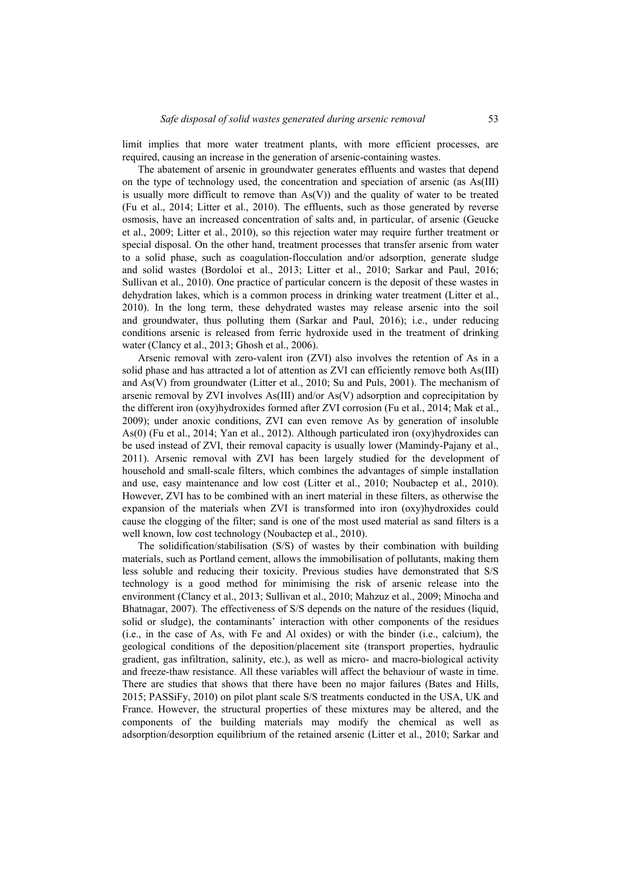limit implies that more water treatment plants, with more efficient processes, are required, causing an increase in the generation of arsenic-containing wastes.

The abatement of arsenic in groundwater generates effluents and wastes that depend on the type of technology used, the concentration and speciation of arsenic (as As(III) is usually more difficult to remove than As(V)) and the quality of water to be treated (Fu et al., 2014; Litter et al., 2010). The effluents, such as those generated by reverse osmosis, have an increased concentration of salts and, in particular, of arsenic (Geucke et al., 2009; Litter et al., 2010), so this rejection water may require further treatment or special disposal. On the other hand, treatment processes that transfer arsenic from water to a solid phase, such as coagulation-flocculation and/or adsorption, generate sludge and solid wastes (Bordoloi et al., 2013; Litter et al., 2010; Sarkar and Paul, 2016; Sullivan et al., 2010). One practice of particular concern is the deposit of these wastes in dehydration lakes, which is a common process in drinking water treatment (Litter et al., 2010). In the long term, these dehydrated wastes may release arsenic into the soil and groundwater, thus polluting them (Sarkar and Paul, 2016); i.e., under reducing conditions arsenic is released from ferric hydroxide used in the treatment of drinking water (Clancy et al., 2013; Ghosh et al., 2006).

Arsenic removal with zero-valent iron (ZVI) also involves the retention of As in a solid phase and has attracted a lot of attention as ZVI can efficiently remove both As(III) and As(V) from groundwater (Litter et al., 2010; Su and Puls, 2001). The mechanism of arsenic removal by ZVI involves As(III) and/or As(V) adsorption and coprecipitation by the different iron (oxy)hydroxides formed after ZVI corrosion (Fu et al., 2014; Mak et al., 2009); under anoxic conditions, ZVI can even remove As by generation of insoluble As(0) (Fu et al., 2014; Yan et al., 2012). Although particulated iron (oxy)hydroxides can be used instead of ZVI, their removal capacity is usually lower (Mamindy-Pajany et al., 2011). Arsenic removal with ZVI has been largely studied for the development of household and small-scale filters, which combines the advantages of simple installation and use, easy maintenance and low cost (Litter et al., 2010; Noubactep et al., 2010). However, ZVI has to be combined with an inert material in these filters, as otherwise the expansion of the materials when ZVI is transformed into iron (oxy)hydroxides could cause the clogging of the filter; sand is one of the most used material as sand filters is a well known, low cost technology (Noubactep et al., 2010).

The solidification/stabilisation (S/S) of wastes by their combination with building materials, such as Portland cement, allows the immobilisation of pollutants, making them less soluble and reducing their toxicity. Previous studies have demonstrated that S/S technology is a good method for minimising the risk of arsenic release into the environment (Clancy et al., 2013; Sullivan et al., 2010; Mahzuz et al., 2009; Minocha and Bhatnagar, 2007). The effectiveness of S/S depends on the nature of the residues (liquid, solid or sludge), the contaminants' interaction with other components of the residues (i.e., in the case of As, with Fe and Al oxides) or with the binder (i.e., calcium), the geological conditions of the deposition/placement site (transport properties, hydraulic gradient, gas infiltration, salinity, etc.), as well as micro- and macro-biological activity and freeze-thaw resistance. All these variables will affect the behaviour of waste in time. There are studies that shows that there have been no major failures (Bates and Hills, 2015; PASSiFy, 2010) on pilot plant scale S/S treatments conducted in the USA, UK and France. However, the structural properties of these mixtures may be altered, and the components of the building materials may modify the chemical as well as adsorption/desorption equilibrium of the retained arsenic (Litter et al., 2010; Sarkar and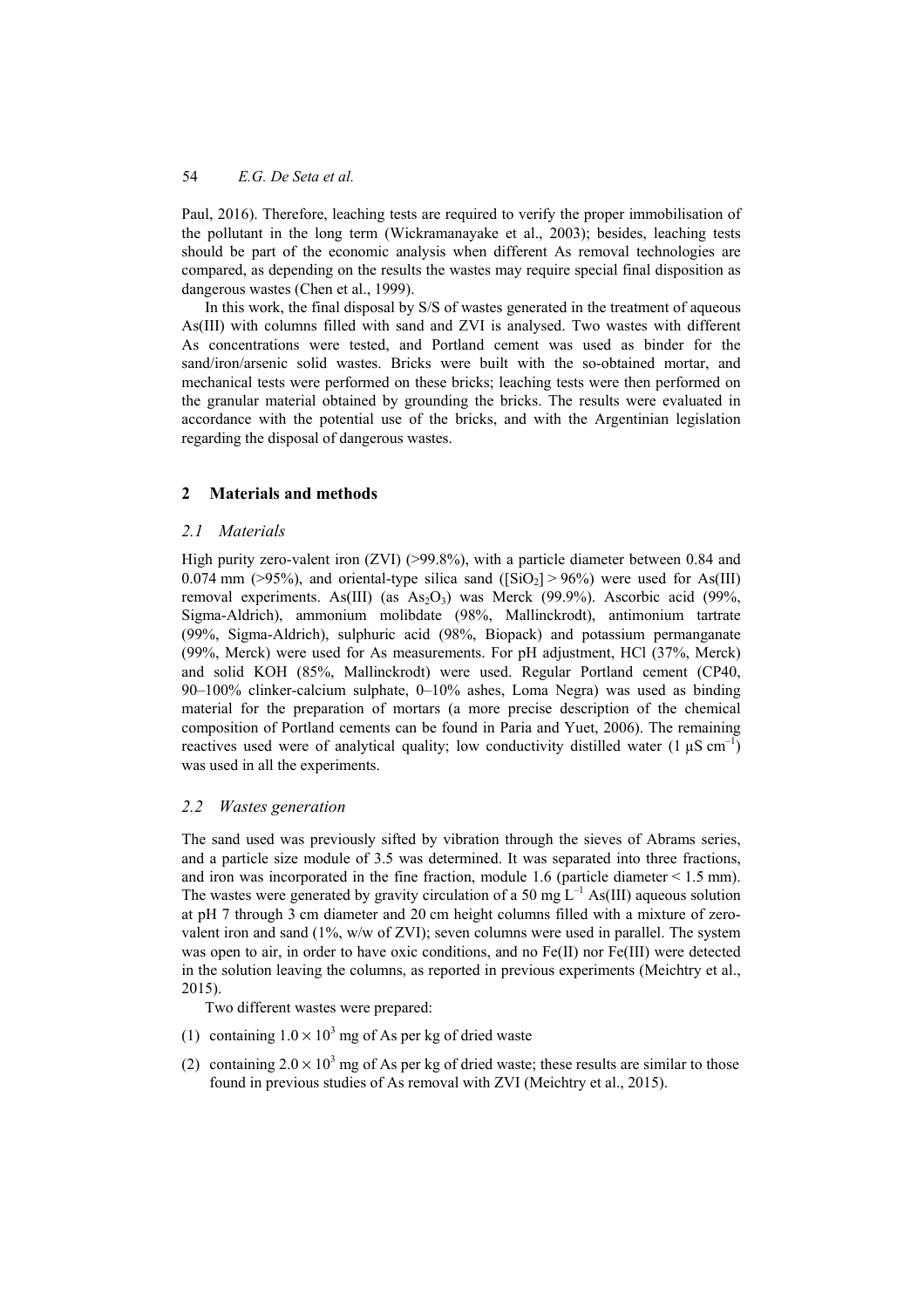Paul, 2016). Therefore, leaching tests are required to verify the proper immobilisation of the pollutant in the long term (Wickramanayake et al., 2003); besides, leaching tests should be part of the economic analysis when different As removal technologies are compared, as depending on the results the wastes may require special final disposition as dangerous wastes (Chen et al., 1999).

In this work, the final disposal by S/S of wastes generated in the treatment of aqueous As(III) with columns filled with sand and ZVI is analysed. Two wastes with different As concentrations were tested, and Portland cement was used as binder for the sand/iron/arsenic solid wastes. Bricks were built with the so-obtained mortar, and mechanical tests were performed on these bricks; leaching tests were then performed on the granular material obtained by grounding the bricks. The results were evaluated in accordance with the potential use of the bricks, and with the Argentinian legislation regarding the disposal of dangerous wastes.

## 2 Materials and methods

### *2.1 Materials*

High purity zero-valent iron (ZVI) (>99.8%), with a particle diameter between 0.84 and 0.074 mm (>95%), and oriental-type silica sand ($[SiO_2] > 96\%$) were used for As(III) removal experiments. As(III) (as $As_2O_3$) was Merck (99.9%). Ascorbic acid (99%, Sigma-Aldrich), ammonium molibdate (98%, Mallinckrodt), antimonium tartrate (99%, Sigma-Aldrich), sulphuric acid (98%, Biopack) and potassium permanganate (99%, Merck) were used for As measurements. For pH adjustment, HCl (37%, Merck) and solid KOH (85%, Mallinckrodt) were used. Regular Portland cement (CP40, 90–100% clinker-calcium sulphate, 0–10% ashes, Loma Negra) was used as binding material for the preparation of mortars (a more precise description of the chemical composition of Portland cements can be found in Paria and Yuet, 2006). The remaining reactives used were of analytical quality; low conductivity distilled water (1 $\mu S\ cm^{-1}$) was used in all the experiments.

### *2.2 Wastes generation*

The sand used was previously sifted by vibration through the sieves of Abrams series, and a particle size module of 3.5 was determined. It was separated into three fractions, and iron was incorporated in the fine fraction, module 1.6 (particle diameter < 1.5 mm). The wastes were generated by gravity circulation of a 50 mg $L^{-1}$ As(III) aqueous solution at pH 7 through 3 cm diameter and 20 cm height columns filled with a mixture of zero-valent iron and sand (1%, w/w of ZVI); seven columns were used in parallel. The system was open to air, in order to have oxic conditions, and no Fe(II) nor Fe(III) were detected in the solution leaving the columns, as reported in previous experiments (Meichtry et al., 2015).

Two different wastes were prepared:

(1) containing $1.0 \times 10^3$ mg of As per kg of dried waste

(2) containing $2.0 \times 10^3$ mg of As per kg of dried waste; these results are similar to those found in previous studies of As removal with ZVI (Meichtry et al., 2015).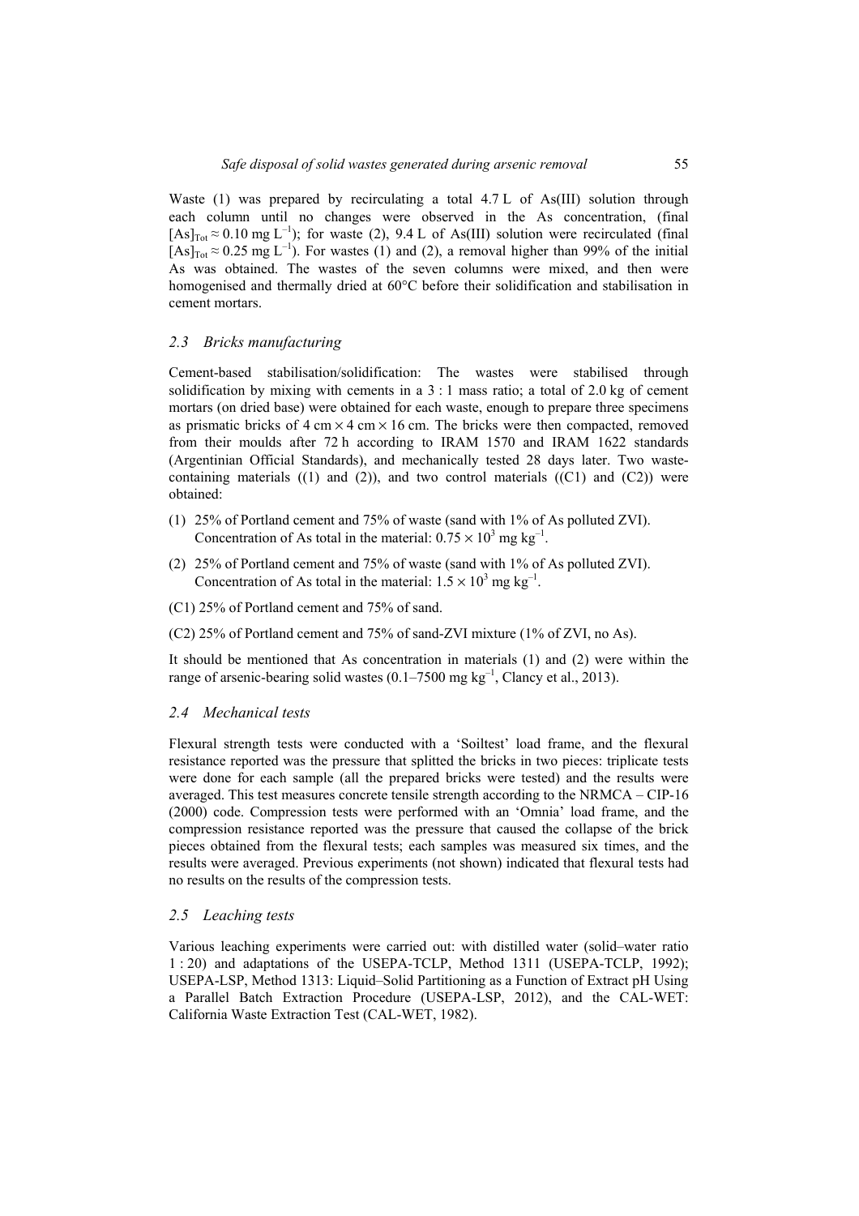Waste (1) was prepared by recirculating a total 4.7 L of As(III) solution through each column until no changes were observed in the As concentration, (final $[As]_{Tot} \approx 0.10$ mg $L^{-1}$); for waste (2), 9.4 L of As(III) solution were recirculated (final $[As]_{Tot} \approx 0.25$ mg $L^{-1}$). For wastes (1) and (2), a removal higher than 99% of the initial As was obtained. The wastes of the seven columns were mixed, and then were homogenised and thermally dried at 60°C before their solidification and stabilisation in cement mortars.

### 2.3 *Bricks manufacturing*

Cement-based stabilisation/solidification: The wastes were stabilised through solidification by mixing with cements in a 3 : 1 mass ratio; a total of 2.0 kg of cement mortars (on dried base) were obtained for each waste, enough to prepare three specimens as prismatic bricks of 4 cm × 4 cm × 16 cm. The bricks were then compacted, removed from their moulds after 72 h according to IRAM 1570 and IRAM 1622 standards (Argentinian Official Standards), and mechanically tested 28 days later. Two waste-containing materials ((1) and (2)), and two control materials ((C1) and (C2)) were obtained:

(1) 25% of Portland cement and 75% of waste (sand with 1% of As polluted ZVI). Concentration of As total in the material: $0.75 \times 10^3$ mg $kg^{-1}$.

(2) 25% of Portland cement and 75% of waste (sand with 1% of As polluted ZVI). Concentration of As total in the material: $1.5 \times 10^3$ mg $kg^{-1}$.

(C1) 25% of Portland cement and 75% of sand.

(C2) 25% of Portland cement and 75% of sand-ZVI mixture (1% of ZVI, no As).

It should be mentioned that As concentration in materials (1) and (2) were within the range of arsenic-bearing solid wastes (0.1–7500 mg $kg^{-1}$, Clancy et al., 2013).

### 2.4 *Mechanical tests*

Flexural strength tests were conducted with a 'Soiltest' load frame, and the flexural resistance reported was the pressure that splitted the bricks in two pieces: triplicate tests were done for each sample (all the prepared bricks were tested) and the results were averaged. This test measures concrete tensile strength according to the NRMCA – CIP-16 (2000) code. Compression tests were performed with an 'Omnia' load frame, and the compression resistance reported was the pressure that caused the collapse of the brick pieces obtained from the flexural tests; each samples was measured six times, and the results were averaged. Previous experiments (not shown) indicated that flexural tests had no results on the results of the compression tests.

### 2.5 *Leaching tests*

Various leaching experiments were carried out: with distilled water (solid–water ratio 1 : 20) and adaptations of the USEPA-TCLP, Method 1311 (USEPA-TCLP, 1992); USEPA-LSP, Method 1313: Liquid–Solid Partitioning as a Function of Extract pH Using a Parallel Batch Extraction Procedure (USEPA-LSP, 2012), and the CAL-WET: California Waste Extraction Test (CAL-WET, 1982).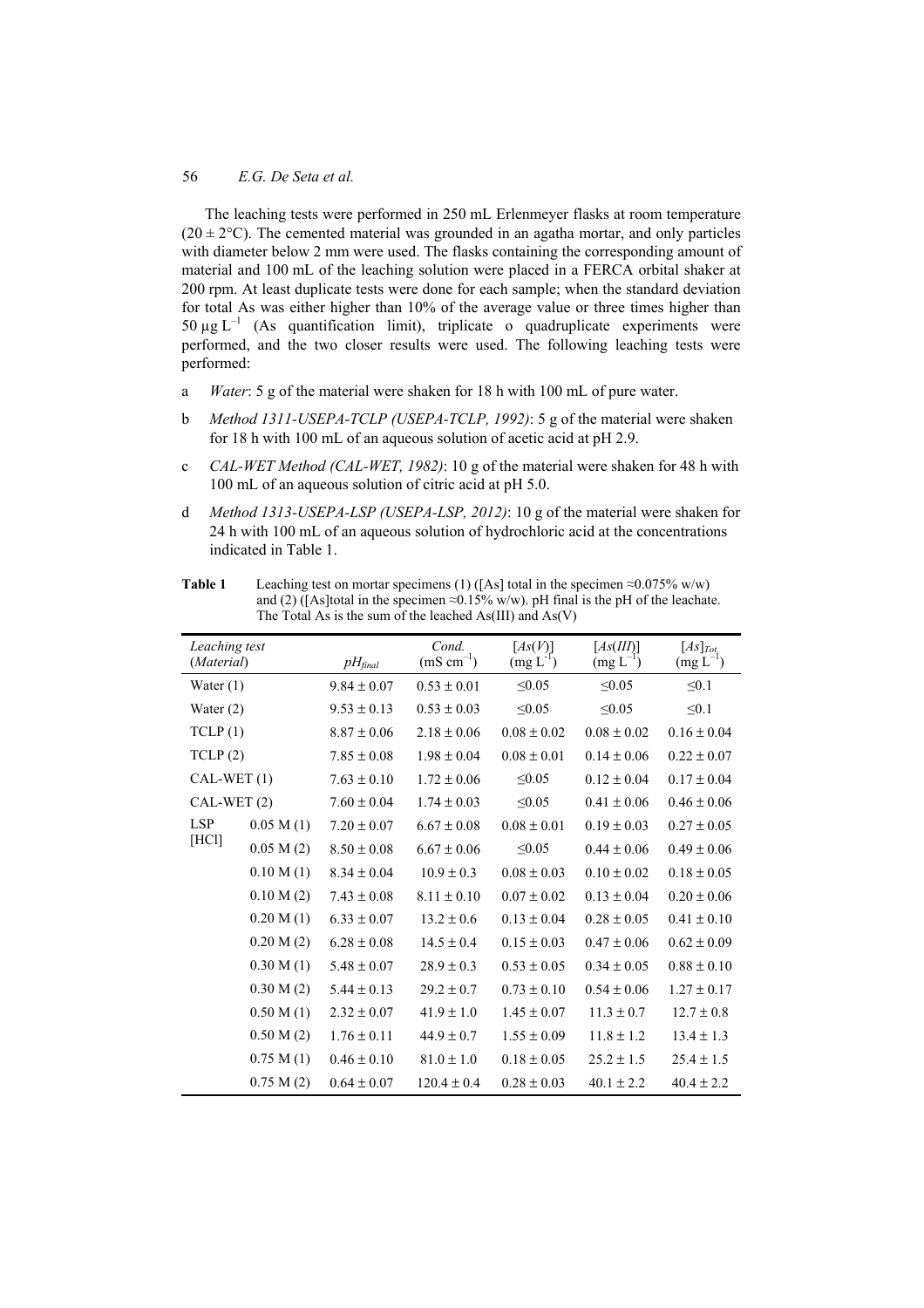The leaching tests were performed in 250 mL Erlenmeyer flasks at room temperature ($20 \pm 2$°C). The cemented material was grounded in an agatha mortar, and only particles with diameter below 2 mm were used. The flasks containing the corresponding amount of material and 100 mL of the leaching solution were placed in a FERCA orbital shaker at 200 rpm. At least duplicate tests were done for each sample; when the standard deviation for total As was either higher than 10% of the average value or three times higher than 50 $\mu g \, L^{-1}$ (As quantification limit), triplicate o quadruplicate experiments were performed, and the two closer results were used. The following leaching tests were performed:

a *Water*: 5 g of the material were shaken for 18 h with 100 mL of pure water.

b *Method 1311-USEPA-TCLP (USEPA-TCLP, 1992)*: 5 g of the material were shaken for 18 h with 100 mL of an aqueous solution of acetic acid at pH 2.9.

c *CAL-WET Method (CAL-WET, 1982)*: 10 g of the material were shaken for 48 h with 100 mL of an aqueous solution of citric acid at pH 5.0.

d *Method 1313-USEPA-LSP (USEPA-LSP, 2012)*: 10 g of the material were shaken for 24 h with 100 mL of an aqueous solution of hydrochloric acid at the concentrations indicated in Table 1.

**Table 1** Leaching test on mortar specimens (1) ([As] total in the specimen ≈0.075% w/w) and (2) ([As]total in the specimen ≈0.15% w/w). pH final is the pH of the leachate. The Total As is the sum of the leached As(III) and As(V)

| *Leaching test* (*Material*) | | $pH_{final}$ | *Cond.* ($mS \, cm^{-1}$) | $[As(V)]$ ($mg \, L^{-1}$) | $[As(III)]$ ($mg \, L^{-1}$) | $[As]_{Tot}$ ($mg \, L^{-1}$) |
|---|---|---|---|---|---|---|
| Water (1) | | $9.84 \pm 0.07$ | $0.53 \pm 0.01$ | ≤0.05 | ≤0.05 | ≤0.1 |
| Water (2) | | $9.53 \pm 0.13$ | $0.53 \pm 0.03$ | ≤0.05 | ≤0.05 | ≤0.1 |
| TCLP (1) | | $8.87 \pm 0.06$ | $2.18 \pm 0.06$ | $0.08 \pm 0.02$ | $0.08 \pm 0.02$ | $0.16 \pm 0.04$ |
| TCLP (2) | | $7.85 \pm 0.08$ | $1.98 \pm 0.04$ | $0.08 \pm 0.01$ | $0.14 \pm 0.06$ | $0.22 \pm 0.07$ |
| CAL-WET (1) | | $7.63 \pm 0.10$ | $1.72 \pm 0.06$ | ≤0.05 | $0.12 \pm 0.04$ | $0.17 \pm 0.04$ |
| CAL-WET (2) | | $7.60 \pm 0.04$ | $1.74 \pm 0.03$ | ≤0.05 | $0.41 \pm 0.06$ | $0.46 \pm 0.06$ |
| LSP [HCl] | 0.05 M (1) | $7.20 \pm 0.07$ | $6.67 \pm 0.08$ | $0.08 \pm 0.01$ | $0.19 \pm 0.03$ | $0.27 \pm 0.05$ |
| | 0.05 M (2) | $8.50 \pm 0.08$ | $6.67 \pm 0.06$ | ≤0.05 | $0.44 \pm 0.06$ | $0.49 \pm 0.06$ |
| | 0.10 M (1) | $8.34 \pm 0.04$ | $10.9 \pm 0.3$ | $0.08 \pm 0.03$ | $0.10 \pm 0.02$ | $0.18 \pm 0.05$ |
| | 0.10 M (2) | $7.43 \pm 0.08$ | $8.11 \pm 0.10$ | $0.07 \pm 0.02$ | $0.13 \pm 0.04$ | $0.20 \pm 0.06$ |
| | 0.20 M (1) | $6.33 \pm 0.07$ | $13.2 \pm 0.6$ | $0.13 \pm 0.04$ | $0.28 \pm 0.05$ | $0.41 \pm 0.10$ |
| | 0.20 M (2) | $6.28 \pm 0.08$ | $14.5 \pm 0.4$ | $0.15 \pm 0.03$ | $0.47 \pm 0.06$ | $0.62 \pm 0.09$ |
| | 0.30 M (1) | $5.48 \pm 0.07$ | $28.9 \pm 0.3$ | $0.53 \pm 0.05$ | $0.34 \pm 0.05$ | $0.88 \pm 0.10$ |
| | 0.30 M (2) | $5.44 \pm 0.13$ | $29.2 \pm 0.7$ | $0.73 \pm 0.10$ | $0.54 \pm 0.06$ | $1.27 \pm 0.17$ |
| | 0.50 M (1) | $2.32 \pm 0.07$ | $41.9 \pm 1.0$ | $1.45 \pm 0.07$ | $11.3 \pm 0.7$ | $12.7 \pm 0.8$ |
| | 0.50 M (2) | $1.76 \pm 0.11$ | $44.9 \pm 0.7$ | $1.55 \pm 0.09$ | $11.8 \pm 1.2$ | $13.4 \pm 1.3$ |
| | 0.75 M (1) | $0.46 \pm 0.10$ | $81.0 \pm 1.0$ | $0.18 \pm 0.05$ | $25.2 \pm 1.5$ | $25.4 \pm 1.5$ |
| | 0.75 M (2) | $0.64 \pm 0.07$ | $120.4 \pm 0.4$ | $0.28 \pm 0.03$ | $40.1 \pm 2.2$ | $40.4 \pm 2.2$ |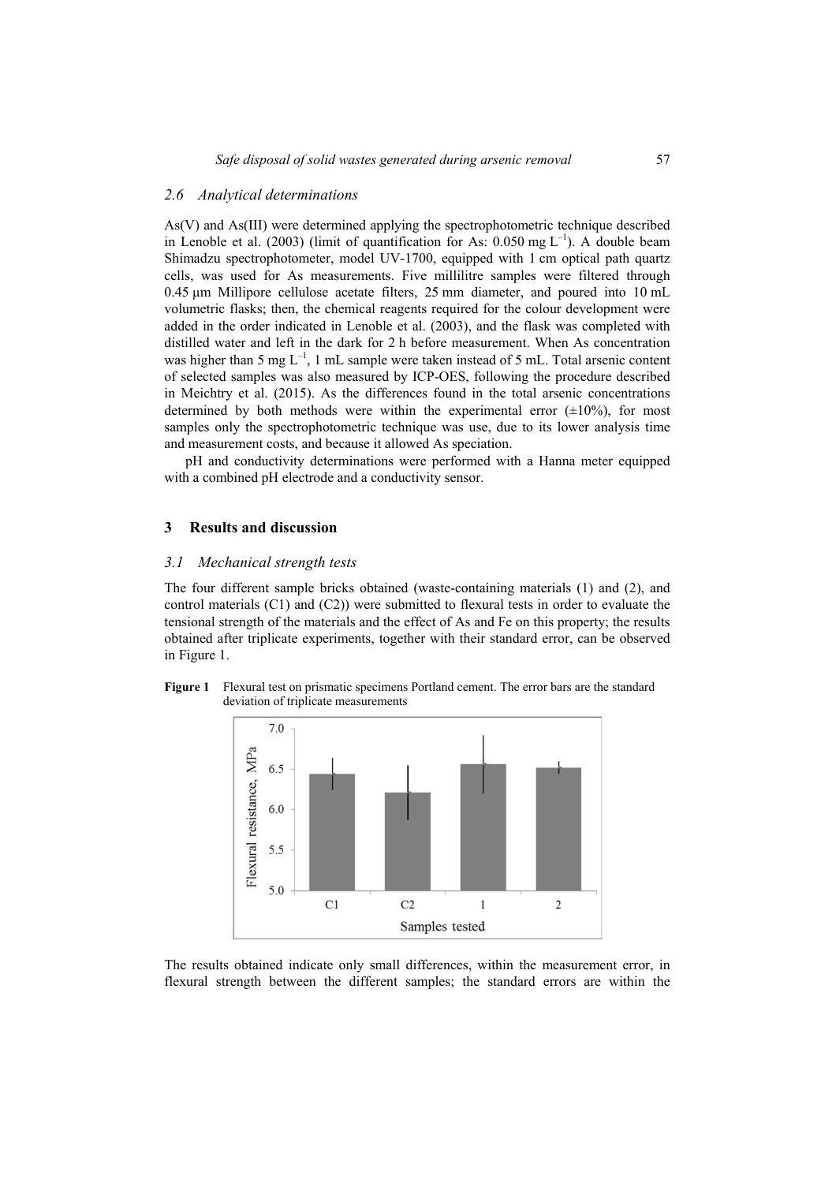### 2.6 Analytical determinations

As(V) and As(III) were determined applying the spectrophotometric technique described in Lenoble et al. (2003) (limit of quantification for As: 0.050 mg $L^{-1}$). A double beam Shimadzu spectrophotometer, model UV-1700, equipped with 1 cm optical path quartz cells, was used for As measurements. Five millilitre samples were filtered through 0.45 µm Millipore cellulose acetate filters, 25 mm diameter, and poured into 10 mL volumetric flasks; then, the chemical reagents required for the colour development were added in the order indicated in Lenoble et al. (2003), and the flask was completed with distilled water and left in the dark for 2 h before measurement. When As concentration was higher than 5 mg $L^{-1}$, 1 mL sample were taken instead of 5 mL. Total arsenic content of selected samples was also measured by ICP-OES, following the procedure described in Meichtry et al. (2015). As the differences found in the total arsenic concentrations determined by both methods were within the experimental error (±10%), for most samples only the spectrophotometric technique was use, due to its lower analysis time and measurement costs, and because it allowed As speciation.

pH and conductivity determinations were performed with a Hanna meter equipped with a combined pH electrode and a conductivity sensor.

## 3 Results and discussion

### 3.1 Mechanical strength tests

The four different sample bricks obtained (waste-containing materials (1) and (2), and control materials (C1) and (C2)) were submitted to flexural tests in order to evaluate the tensional strength of the materials and the effect of As and Fe on this property; the results obtained after triplicate experiments, together with their standard error, can be observed in Figure 1.

**Figure 1** Flexural test on prismatic specimens Portland cement. The error bars are the standard deviation of triplicate measurements

The results obtained indicate only small differences, within the measurement error, in flexural strength between the different samples; the standard errors are within the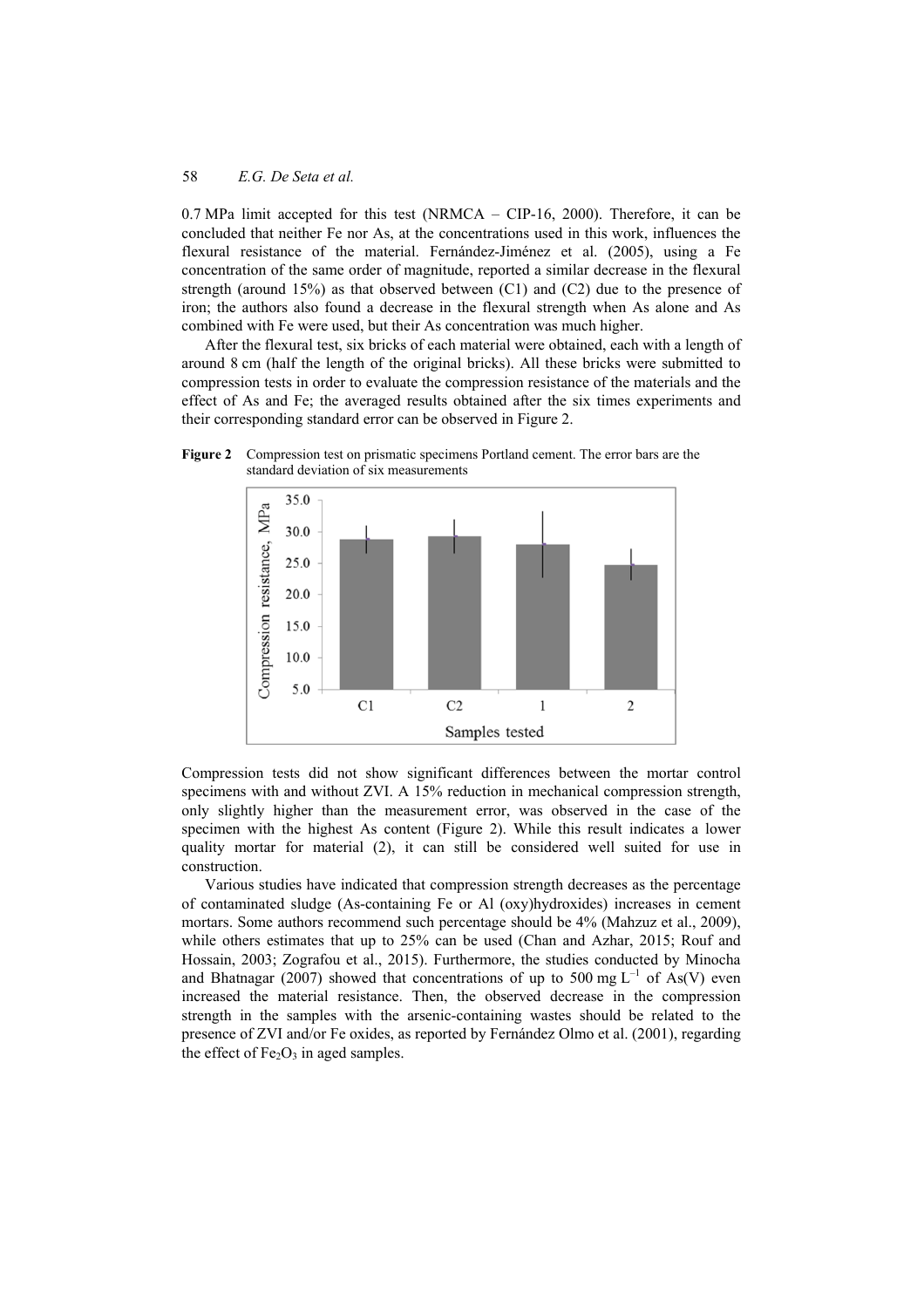0.7 MPa limit accepted for this test (NRMCA – CIP-16, 2000). Therefore, it can be concluded that neither Fe nor As, at the concentrations used in this work, influences the flexural resistance of the material. Fernández-Jiménez et al. (2005), using a Fe concentration of the same order of magnitude, reported a similar decrease in the flexural strength (around 15%) as that observed between (C1) and (C2) due to the presence of iron; the authors also found a decrease in the flexural strength when As alone and As combined with Fe were used, but their As concentration was much higher.

After the flexural test, six bricks of each material were obtained, each with a length of around 8 cm (half the length of the original bricks). All these bricks were submitted to compression tests in order to evaluate the compression resistance of the materials and the effect of As and Fe; the averaged results obtained after the six times experiments and their corresponding standard error can be observed in Figure 2.

**Figure 2** Compression test on prismatic specimens Portland cement. The error bars are the standard deviation of six measurements

Compression tests did not show significant differences between the mortar control specimens with and without ZVI. A 15% reduction in mechanical compression strength, only slightly higher than the measurement error, was observed in the case of the specimen with the highest As content (Figure 2). While this result indicates a lower quality mortar for material (2), it can still be considered well suited for use in construction.

Various studies have indicated that compression strength decreases as the percentage of contaminated sludge (As-containing Fe or Al (oxy)hydroxides) increases in cement mortars. Some authors recommend such percentage should be 4% (Mahzuz et al., 2009), while others estimates that up to 25% can be used (Chan and Azhar, 2015; Rouf and Hossain, 2003; Zografou et al., 2015). Furthermore, the studies conducted by Minocha and Bhatnagar (2007) showed that concentrations of up to 500 mg $L^{-1}$ of As(V) even increased the material resistance. Then, the observed decrease in the compression strength in the samples with the arsenic-containing wastes should be related to the presence of ZVI and/or Fe oxides, as reported by Fernández Olmo et al. (2001), regarding the effect of $Fe_2O_3$ in aged samples.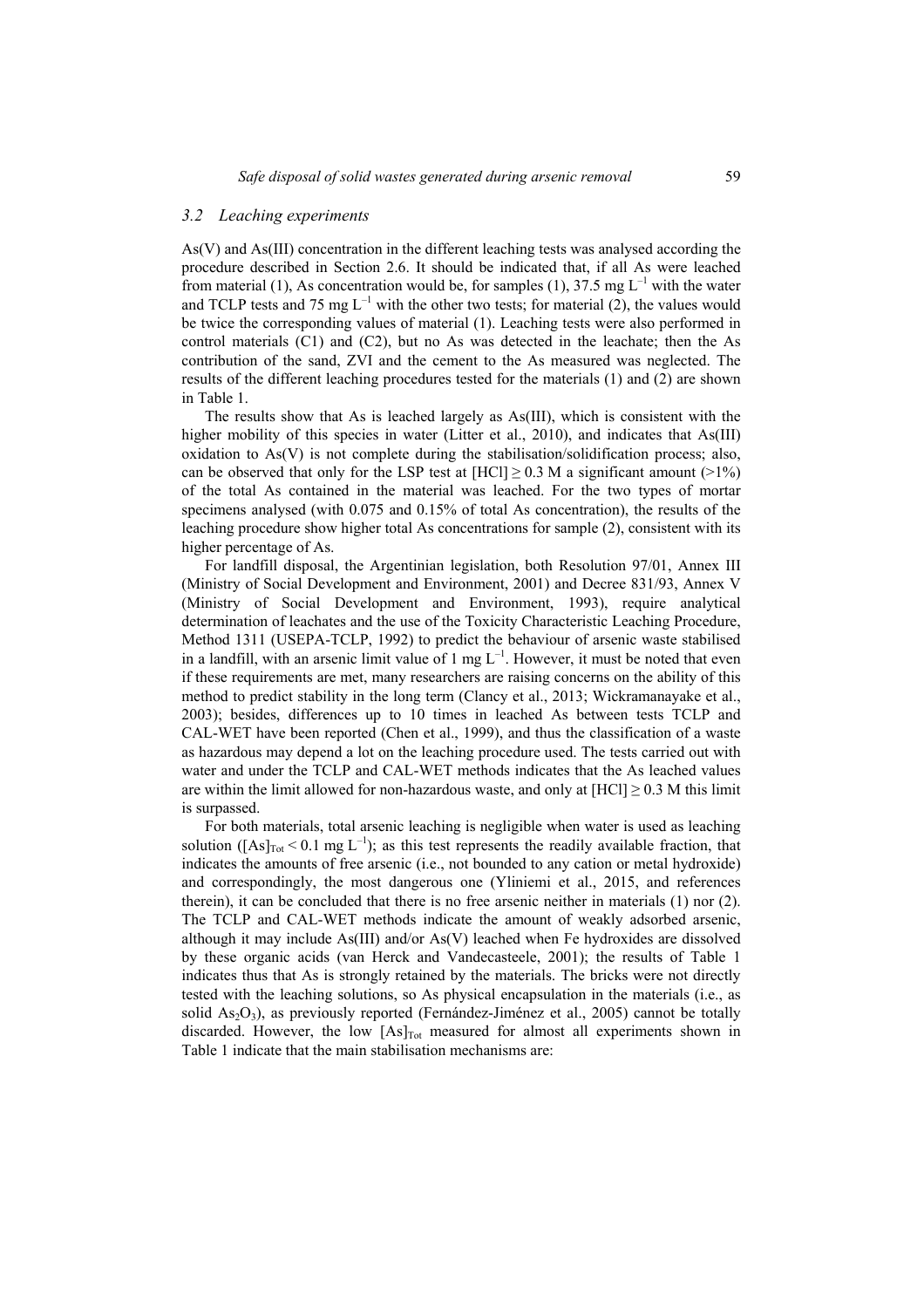### 3.2 Leaching experiments

As(V) and As(III) concentration in the different leaching tests was analysed according the procedure described in Section 2.6. It should be indicated that, if all As were leached from material (1), As concentration would be, for samples (1), 37.5 mg $L^{-1}$ with the water and TCLP tests and 75 mg $L^{-1}$ with the other two tests; for material (2), the values would be twice the corresponding values of material (1). Leaching tests were also performed in control materials (C1) and (C2), but no As was detected in the leachate; then the As contribution of the sand, ZVI and the cement to the As measured was neglected. The results of the different leaching procedures tested for the materials (1) and (2) are shown in Table 1.

The results show that As is leached largely as As(III), which is consistent with the higher mobility of this species in water (Litter et al., 2010), and indicates that As(III) oxidation to As(V) is not complete during the stabilisation/solidification process; also, can be observed that only for the LSP test at [HCl] $\geq$ 0.3 M a significant amount (>1%) of the total As contained in the material was leached. For the two types of mortar specimens analysed (with 0.075 and 0.15% of total As concentration), the results of the leaching procedure show higher total As concentrations for sample (2), consistent with its higher percentage of As.

For landfill disposal, the Argentinian legislation, both Resolution 97/01, Annex III (Ministry of Social Development and Environment, 2001) and Decree 831/93, Annex V (Ministry of Social Development and Environment, 1993), require analytical determination of leachates and the use of the Toxicity Characteristic Leaching Procedure, Method 1311 (USEPA-TCLP, 1992) to predict the behaviour of arsenic waste stabilised in a landfill, with an arsenic limit value of 1 mg $L^{-1}$. However, it must be noted that even if these requirements are met, many researchers are raising concerns on the ability of this method to predict stability in the long term (Clancy et al., 2013; Wickramanayake et al., 2003); besides, differences up to 10 times in leached As between tests TCLP and CAL-WET have been reported (Chen et al., 1999), and thus the classification of a waste as hazardous may depend a lot on the leaching procedure used. The tests carried out with water and under the TCLP and CAL-WET methods indicates that the As leached values are within the limit allowed for non-hazardous waste, and only at [HCl] $\geq$ 0.3 M this limit is surpassed.

For both materials, total arsenic leaching is negligible when water is used as leaching solution ($[As]_{Tot} < 0.1$ mg $L^{-1}$); as this test represents the readily available fraction, that indicates the amounts of free arsenic (i.e., not bounded to any cation or metal hydroxide) and correspondingly, the most dangerous one (Yliniemi et al., 2015, and references therein), it can be concluded that there is no free arsenic neither in materials (1) nor (2). The TCLP and CAL-WET methods indicate the amount of weakly adsorbed arsenic, although it may include As(III) and/or As(V) leached when Fe hydroxides are dissolved by these organic acids (van Herck and Vandecasteele, 2001); the results of Table 1 indicates thus that As is strongly retained by the materials. The bricks were not directly tested with the leaching solutions, so As physical encapsulation in the materials (i.e., as solid $As_2O_3$), as previously reported (Fernández-Jiménez et al., 2005) cannot be totally discarded. However, the low $[As]_{Tot}$ measured for almost all experiments shown in Table 1 indicate that the main stabilisation mechanisms are: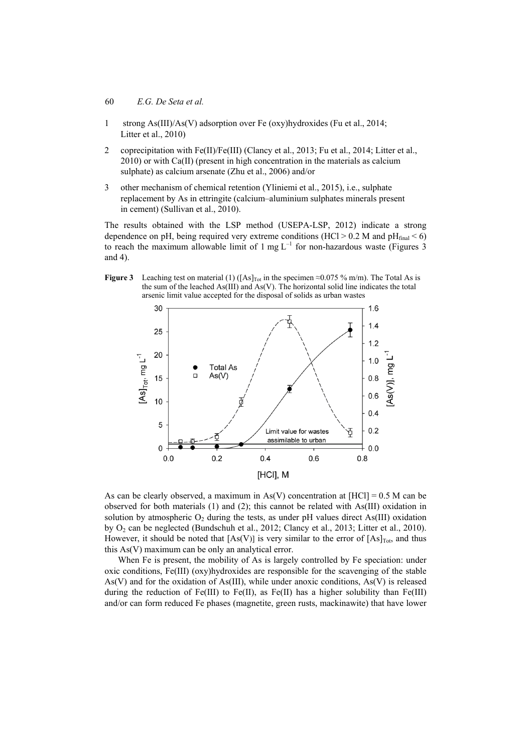1. strong As(III)/As(V) adsorption over Fe (oxy)hydroxides (Fu et al., 2014; Litter et al., 2010)
2. coprecipitation with Fe(II)/Fe(III) (Clancy et al., 2013; Fu et al., 2014; Litter et al., 2010) or with Ca(II) (present in high concentration in the materials as calcium sulphate) as calcium arsenate (Zhu et al., 2006) and/or
3. other mechanism of chemical retention (Yliniemi et al., 2015), i.e., sulphate replacement by As in ettringite (calcium–aluminium sulphates minerals present in cement) (Sullivan et al., 2010).

The results obtained with the LSP method (USEPA-LSP, 2012) indicate a strong dependence on pH, being required very extreme conditions (HCl > 0.2 M and $pH_{final} < 6$) to reach the maximum allowable limit of 1 mg $L^{-1}$ for non-hazardous waste (Figures 3 and 4).

**Figure 3** Leaching test on material (1) ($[As]_{Tot}$ in the specimen ≈0.075 % m/m). The Total As is the sum of the leached As(III) and As(V). The horizontal solid line indicates the total arsenic limit value accepted for the disposal of solids as urban wastes

As can be clearly observed, a maximum in As(V) concentration at [HCl] = 0.5 M can be observed for both materials (1) and (2); this cannot be related with As(III) oxidation in solution by atmospheric $O_2$ during the tests, as under pH values direct As(III) oxidation by $O_2$ can be neglected (Bundschuh et al., 2012; Clancy et al., 2013; Litter et al., 2010). However, it should be noted that [As(V)] is very similar to the error of $[As]_{Tot}$, and thus this As(V) maximum can be only an analytical error.

When Fe is present, the mobility of As is largely controlled by Fe speciation: under oxic conditions, Fe(III) (oxy)hydroxides are responsible for the scavenging of the stable As(V) and for the oxidation of As(III), while under anoxic conditions, As(V) is released during the reduction of Fe(III) to Fe(II), as Fe(II) has a higher solubility than Fe(III) and/or can form reduced Fe phases (magnetite, green rusts, mackinawite) that have lower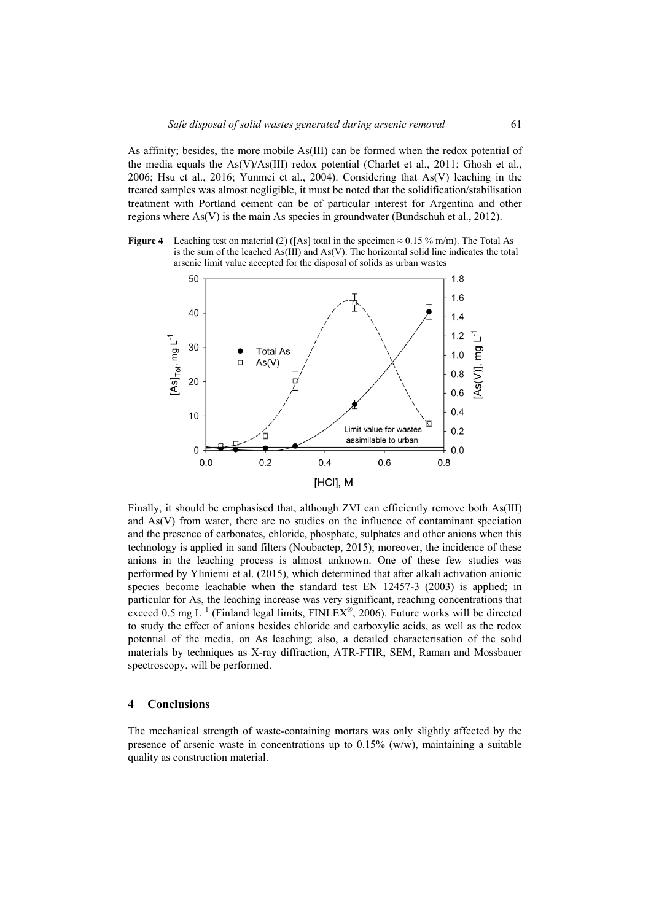As affinity; besides, the more mobile As(III) can be formed when the redox potential of the media equals the As(V)/As(III) redox potential (Charlet et al., 2011; Ghosh et al., 2006; Hsu et al., 2016; Yunmei et al., 2004). Considering that As(V) leaching in the treated samples was almost negligible, it must be noted that the solidification/stabilisation treatment with Portland cement can be of particular interest for Argentina and other regions where As(V) is the main As species in groundwater (Bundschuh et al., 2012).

**Figure 4** Leaching test on material (2) ([As] total in the specimen ≈ 0.15 % m/m). The Total As is the sum of the leached As(III) and As(V). The horizontal solid line indicates the total arsenic limit value accepted for the disposal of solids as urban wastes

Finally, it should be emphasised that, although ZVI can efficiently remove both As(III) and As(V) from water, there are no studies on the influence of contaminant speciation and the presence of carbonates, chloride, phosphate, sulphates and other anions when this technology is applied in sand filters (Noubactep, 2015); moreover, the incidence of these anions in the leaching process is almost unknown. One of these few studies was performed by Yliniemi et al. (2015), which determined that after alkali activation anionic species become leachable when the standard test EN 12457-3 (2003) is applied; in particular for As, the leaching increase was very significant, reaching concentrations that exceed 0.5 mg $L^{-1}$ (Finland legal limits, FINLEX®, 2006). Future works will be directed to study the effect of anions besides chloride and carboxylic acids, as well as the redox potential of the media, on As leaching; also, a detailed characterisation of the solid materials by techniques as X-ray diffraction, ATR-FTIR, SEM, Raman and Mossbauer spectroscopy, will be performed.

## 4 Conclusions

The mechanical strength of waste-containing mortars was only slightly affected by the presence of arsenic waste in concentrations up to 0.15% (w/w), maintaining a suitable quality as construction material.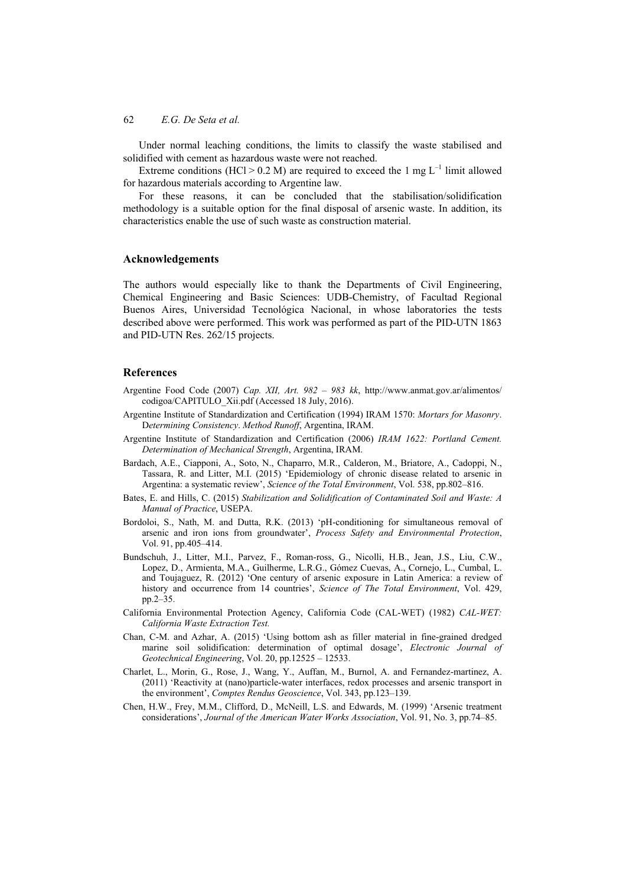Under normal leaching conditions, the limits to classify the waste stabilised and solidified with cement as hazardous waste were not reached.

Extreme conditions (HCl > 0.2 M) are required to exceed the 1 mg $L^{-1}$ limit allowed for hazardous materials according to Argentine law.

For these reasons, it can be concluded that the stabilisation/solidification methodology is a suitable option for the final disposal of arsenic waste. In addition, its characteristics enable the use of such waste as construction material.

## Acknowledgements

The authors would especially like to thank the Departments of Civil Engineering, Chemical Engineering and Basic Sciences: UDB-Chemistry, of Facultad Regional Buenos Aires, Universidad Tecnológica Nacional, in whose laboratories the tests described above were performed. This work was performed as part of the PID-UTN 1863 and PID-UTN Res. 262/15 projects.

## References

Argentine Food Code (2007) *Cap. XII, Art. 982 – 983 kk*, http://www.anmat.gov.ar/alimentos/codigoa/CAPITULO_Xii.pdf (Accessed 18 July, 2016).

Argentine Institute of Standardization and Certification (1994) IRAM 1570: *Mortars for Masonry. Determining Consistency. Method Runoff*, Argentina, IRAM.

Argentine Institute of Standardization and Certification (2006) *IRAM 1622: Portland Cement. Determination of Mechanical Strength*, Argentina, IRAM.

Bardach, A.E., Ciapponi, A., Soto, N., Chaparro, M.R., Calderon, M., Briatore, A., Cadoppi, N., Tassara, R. and Litter, M.I. (2015) 'Epidemiology of chronic disease related to arsenic in Argentina: a systematic review', *Science of the Total Environment*, Vol. 538, pp.802–816.

Bates, E. and Hills, C. (2015) *Stabilization and Solidification of Contaminated Soil and Waste: A Manual of Practice*, USEPA.

Bordoloi, S., Nath, M. and Dutta, R.K. (2013) 'pH-conditioning for simultaneous removal of arsenic and iron ions from groundwater', *Process Safety and Environmental Protection*, Vol. 91, pp.405–414.

Bundschuh, J., Litter, M.I., Parvez, F., Roman-ross, G., Nicolli, H.B., Jean, J.S., Liu, C.W., Lopez, D., Armienta, M.A., Guilherme, L.R.G., Gómez Cuevas, A., Cornejo, L., Cumbal, L. and Toujaguez, R. (2012) 'One century of arsenic exposure in Latin America: a review of history and occurrence from 14 countries', *Science of The Total Environment*, Vol. 429, pp.2–35.

California Environmental Protection Agency, California Code (CAL-WET) (1982) *CAL-WET: California Waste Extraction Test.*

Chan, C-M. and Azhar, A. (2015) 'Using bottom ash as filler material in fine-grained dredged marine soil solidification: determination of optimal dosage', *Electronic Journal of Geotechnical Engineering*, Vol. 20, pp.12525 – 12533.

Charlet, L., Morin, G., Rose, J., Wang, Y., Auffan, M., Burnol, A. and Fernandez-martinez, A. (2011) 'Reactivity at (nano)particle-water interfaces, redox processes and arsenic transport in the environment', *Comptes Rendus Geoscience*, Vol. 343, pp.123–139.

Chen, H.W., Frey, M.M., Clifford, D., McNeill, L.S. and Edwards, M. (1999) 'Arsenic treatment considerations', *Journal of the American Water Works Association*, Vol. 91, No. 3, pp.74–85.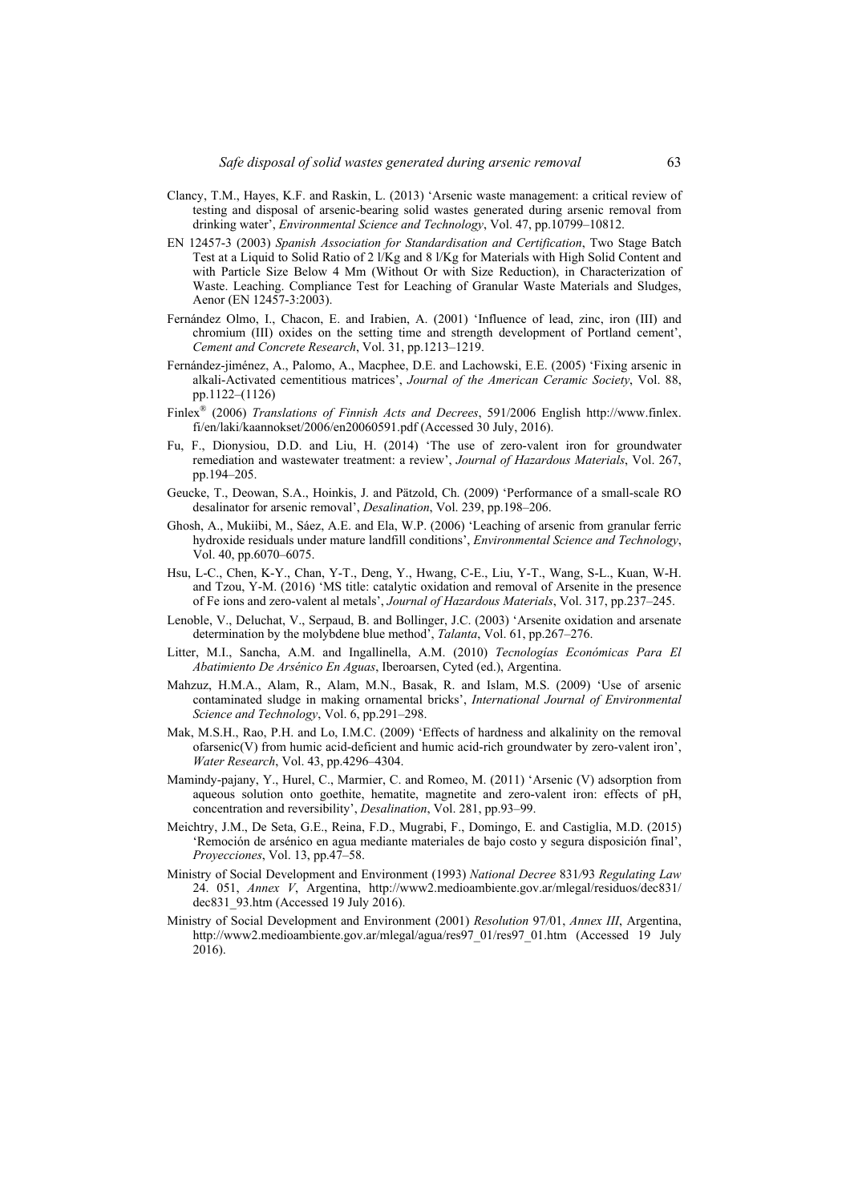Clancy, T.M., Hayes, K.F. and Raskin, L. (2013) 'Arsenic waste management: a critical review of testing and disposal of arsenic-bearing solid wastes generated during arsenic removal from drinking water', *Environmental Science and Technology*, Vol. 47, pp.10799–10812.

EN 12457-3 (2003) *Spanish Association for Standardisation and Certification*, Two Stage Batch Test at a Liquid to Solid Ratio of 2 l/Kg and 8 l/Kg for Materials with High Solid Content and with Particle Size Below 4 Mm (Without Or with Size Reduction), in Characterization of Waste. Leaching. Compliance Test for Leaching of Granular Waste Materials and Sludges, Aenor (EN 12457-3:2003).

Fernández Olmo, I., Chacon, E. and Irabien, A. (2001) 'Influence of lead, zinc, iron (III) and chromium (III) oxides on the setting time and strength development of Portland cement', *Cement and Concrete Research*, Vol. 31, pp.1213–1219.

Fernández-jiménez, A., Palomo, A., Macphee, D.E. and Lachowski, E.E. (2005) 'Fixing arsenic in alkali-Activated cementitious matrices', *Journal of the American Ceramic Society*, Vol. 88, pp.1122–(1126)

Finlex® (2006) *Translations of Finnish Acts and Decrees*, 591/2006 English http://www.finlex.fi/en/laki/kaannokset/2006/en20060591.pdf (Accessed 30 July, 2016).

Fu, F., Dionysiou, D.D. and Liu, H. (2014) 'The use of zero-valent iron for groundwater remediation and wastewater treatment: a review', *Journal of Hazardous Materials*, Vol. 267, pp.194–205.

Geucke, T., Deowan, S.A., Hoinkis, J. and Pätzold, Ch. (2009) 'Performance of a small-scale RO desalinator for arsenic removal', *Desalination*, Vol. 239, pp.198–206.

Ghosh, A., Mukiibi, M., Sáez, A.E. and Ela, W.P. (2006) 'Leaching of arsenic from granular ferric hydroxide residuals under mature landfill conditions', *Environmental Science and Technology*, Vol. 40, pp.6070–6075.

Hsu, L-C., Chen, K-Y., Chan, Y-T., Deng, Y., Hwang, C-E., Liu, Y-T., Wang, S-L., Kuan, W-H. and Tzou, Y-M. (2016) 'MS title: catalytic oxidation and removal of Arsenite in the presence of Fe ions and zero-valent al metals', *Journal of Hazardous Materials*, Vol. 317, pp.237–245.

Lenoble, V., Deluchat, V., Serpaud, B. and Bollinger, J.C. (2003) 'Arsenite oxidation and arsenate determination by the molybdene blue method', *Talanta*, Vol. 61, pp.267–276.

Litter, M.I., Sancha, A.M. and Ingallinella, A.M. (2010) *Tecnologías Económicas Para El Abatimiento De Arsénico En Aguas*, Iberoarsen, Cyted (ed.), Argentina.

Mahzuz, H.M.A., Alam, R., Alam, M.N., Basak, R. and Islam, M.S. (2009) 'Use of arsenic contaminated sludge in making ornamental bricks', *International Journal of Environmental Science and Technology*, Vol. 6, pp.291–298.

Mak, M.S.H., Rao, P.H. and Lo, I.M.C. (2009) 'Effects of hardness and alkalinity on the removal ofarsenic(V) from humic acid-deficient and humic acid-rich groundwater by zero-valent iron', *Water Research*, Vol. 43, pp.4296–4304.

Mamindy-pajany, Y., Hurel, C., Marmier, C. and Romeo, M. (2011) 'Arsenic (V) adsorption from aqueous solution onto goethite, hematite, magnetite and zero-valent iron: effects of pH, concentration and reversibility', *Desalination*, Vol. 281, pp.93–99.

Meichtry, J.M., De Seta, G.E., Reina, F.D., Mugrabi, F., Domingo, E. and Castiglia, M.D. (2015) 'Remoción de arsénico en agua mediante materiales de bajo costo y segura disposición final', *Proyecciones*, Vol. 13, pp.47–58.

Ministry of Social Development and Environment (1993) *National Decree* 831/93 *Regulating Law* 24. 051, *Annex V*, Argentina, http://www2.medioambiente.gov.ar/mlegal/residuos/dec831/dec831_93.htm (Accessed 19 July 2016).

Ministry of Social Development and Environment (2001) *Resolution* 97/01, *Annex III*, Argentina, http://www2.medioambiente.gov.ar/mlegal/agua/res97_01/res97_01.htm (Accessed 19 July 2016).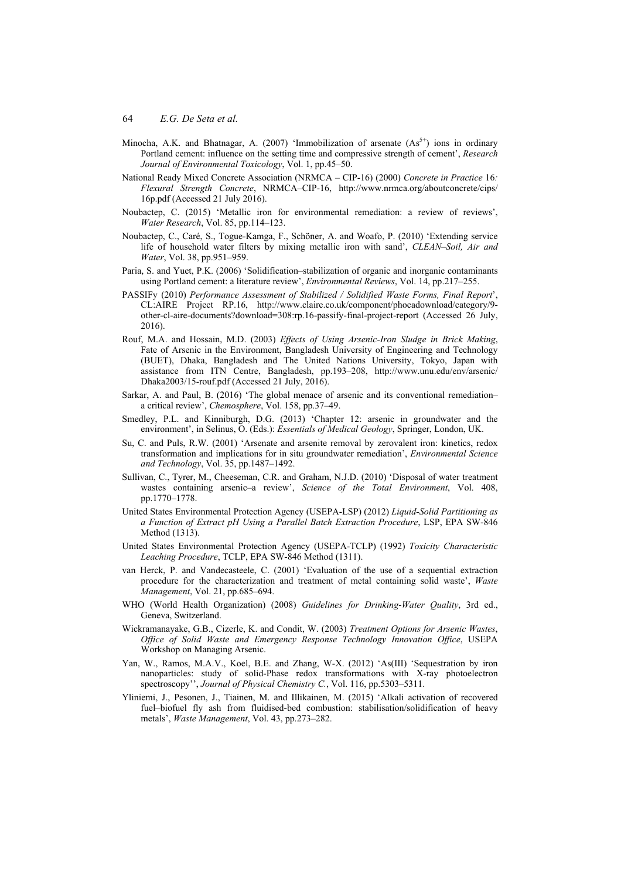Minocha, A.K. and Bhatnagar, A. (2007) 'Immobilization of arsenate ($As^{5+}$) ions in ordinary Portland cement: influence on the setting time and compressive strength of cement', *Research Journal of Environmental Toxicology*, Vol. 1, pp.45–50.

National Ready Mixed Concrete Association (NRMCA – CIP-16) (2000) *Concrete in Practice* 16*: Flexural Strength Concrete*, NRMCA–CIP-16, http://www.nrmca.org/aboutconcrete/cips/16p.pdf (Accessed 21 July 2016).

Noubactep, C. (2015) 'Metallic iron for environmental remediation: a review of reviews', *Water Research*, Vol. 85, pp.114–123.

Noubactep, C., Caré, S., Togue-Kamga, F., Schöner, A. and Woafo, P. (2010) 'Extending service life of household water filters by mixing metallic iron with sand', *CLEAN–Soil, Air and Water*, Vol. 38, pp.951–959.

Paria, S. and Yuet, P.K. (2006) 'Solidification–stabilization of organic and inorganic contaminants using Portland cement: a literature review', *Environmental Reviews*, Vol. 14, pp.217–255.

PASSIFy (2010) *Performance Assessment of Stabilized / Solidified Waste Forms, Final Report*', CL:AIRE Project RP.16, http://www.claire.co.uk/component/phocadownload/category/9-other-cl-aire-documents?download=308:rp.16-passify-final-project-report (Accessed 26 July, 2016).

Rouf, M.A. and Hossain, M.D. (2003) *Effects of Using Arsenic-Iron Sludge in Brick Making*, Fate of Arsenic in the Environment, Bangladesh University of Engineering and Technology (BUET), Dhaka, Bangladesh and The United Nations University, Tokyo, Japan with assistance from ITN Centre, Bangladesh, pp.193–208, http://www.unu.edu/env/arsenic/Dhaka2003/15-rouf.pdf (Accessed 21 July, 2016).

Sarkar, A. and Paul, B. (2016) 'The global menace of arsenic and its conventional remediation– a critical review', *Chemosphere*, Vol. 158, pp.37–49.

Smedley, P.L. and Kinniburgh, D.G. (2013) 'Chapter 12: arsenic in groundwater and the environment', in Selinus, O. (Eds.): *Essentials of Medical Geology*, Springer, London, UK.

Su, C. and Puls, R.W. (2001) 'Arsenate and arsenite removal by zerovalent iron: kinetics, redox transformation and implications for in situ groundwater remediation', *Environmental Science and Technology*, Vol. 35, pp.1487–1492.

Sullivan, C., Tyrer, M., Cheeseman, C.R. and Graham, N.J.D. (2010) 'Disposal of water treatment wastes containing arsenic–a review', *Science of the Total Environment*, Vol. 408, pp.1770–1778.

United States Environmental Protection Agency (USEPA-LSP) (2012) *Liquid-Solid Partitioning as a Function of Extract pH Using a Parallel Batch Extraction Procedure*, LSP, EPA SW-846 Method (1313).

United States Environmental Protection Agency (USEPA-TCLP) (1992) *Toxicity Characteristic Leaching Procedure*, TCLP, EPA SW-846 Method (1311).

van Herck, P. and Vandecasteele, C. (2001) 'Evaluation of the use of a sequential extraction procedure for the characterization and treatment of metal containing solid waste', *Waste Management*, Vol. 21, pp.685–694.

WHO (World Health Organization) (2008) *Guidelines for Drinking-Water Quality*, 3rd ed., Geneva, Switzerland.

Wickramanayake, G.B., Cizerle, K. and Condit, W. (2003) *Treatment Options for Arsenic Wastes*, *Office of Solid Waste and Emergency Response Technology Innovation Office*, USEPA Workshop on Managing Arsenic.

Yan, W., Ramos, M.A.V., Koel, B.E. and Zhang, W-X. (2012) 'As(III) 'Sequestration by iron nanoparticles: study of solid-Phase redox transformations with X-ray photoelectron spectroscopy'', *Journal of Physical Chemistry C.*, Vol. 116, pp.5303–5311.

Yliniemi, J., Pesonen, J., Tiainen, M. and Illikainen, M. (2015) 'Alkali activation of recovered fuel–biofuel fly ash from fluidised-bed combustion: stabilisation/solidification of heavy metals', *Waste Management*, Vol. 43, pp.273–282.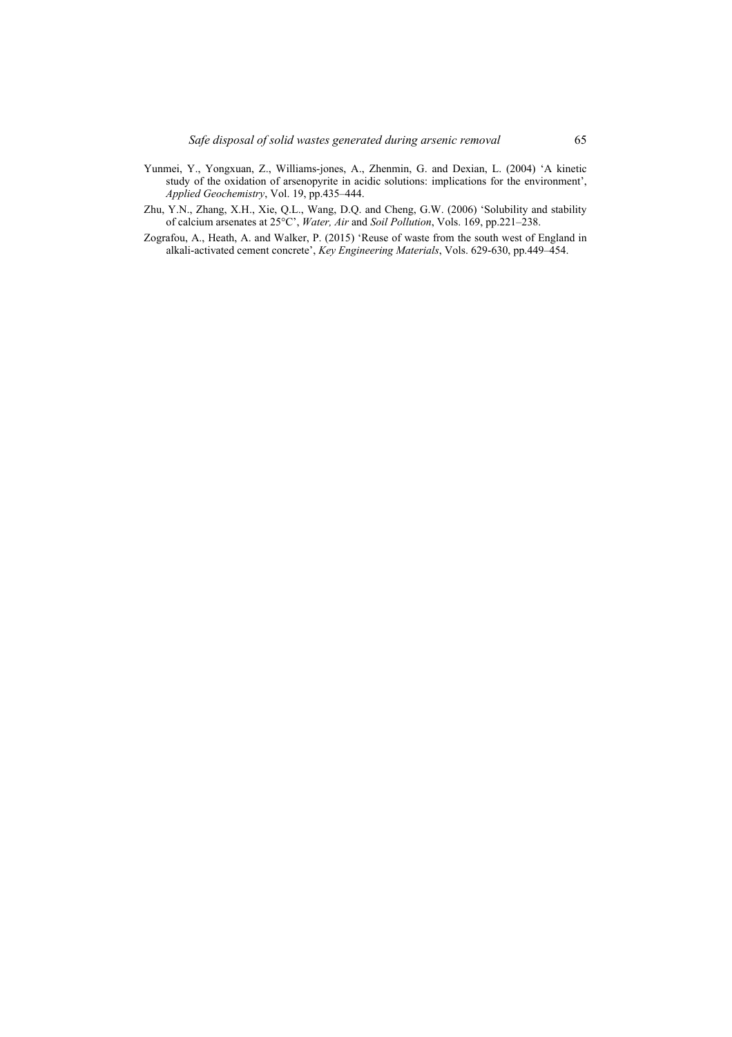Yunmei, Y., Yongxuan, Z., Williams-jones, A., Zhenmin, G. and Dexian, L. (2004) 'A kinetic study of the oxidation of arsenopyrite in acidic solutions: implications for the environment', *Applied Geochemistry*, Vol. 19, pp.435–444.

Zhu, Y.N., Zhang, X.H., Xie, Q.L., Wang, D.Q. and Cheng, G.W. (2006) 'Solubility and stability of calcium arsenates at 25°C', *Water, Air* and *Soil Pollution*, Vols. 169, pp.221–238.

Zografou, A., Heath, A. and Walker, P. (2015) 'Reuse of waste from the south west of England in alkali-activated cement concrete', *Key Engineering Materials*, Vols. 629-630, pp.449–454.